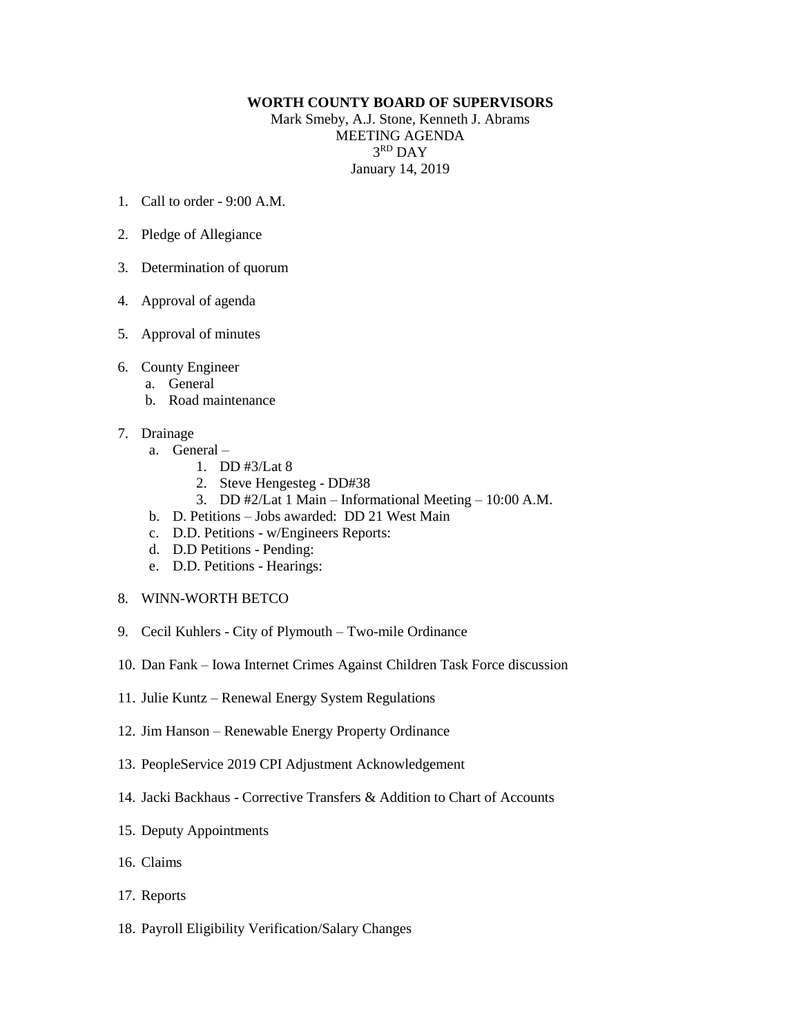**WORTH COUNTY BOARD OF SUPERVISORS**

Mark Smeby, A.J. Stone, Kenneth J. Abrams

MEETING AGENDA

3RD DAY

January 14, 2019

1. Call to order - 9:00 A.M.

2. Pledge of Allegiance

3. Determination of quorum

4. Approval of agenda

5. Approval of minutes

6. County Engineer
   a. General
   b. Road maintenance

7. Drainage
   a. General –
      1. DD #3/Lat 8
      2. Steve Hengesteg - DD#38
      3. DD #2/Lat 1 Main – Informational Meeting – 10:00 A.M.
   b. D. Petitions – Jobs awarded: DD 21 West Main
   c. D.D. Petitions - w/Engineers Reports:
   d. D.D Petitions - Pending:
   e. D.D. Petitions - Hearings:

8. WINN-WORTH BETCO

9. Cecil Kuhlers - City of Plymouth – Two-mile Ordinance

10. Dan Fank – Iowa Internet Crimes Against Children Task Force discussion

11. Julie Kuntz – Renewal Energy System Regulations

12. Jim Hanson – Renewable Energy Property Ordinance

13. PeopleService 2019 CPI Adjustment Acknowledgement

14. Jacki Backhaus - Corrective Transfers & Addition to Chart of Accounts

15. Deputy Appointments

16. Claims

17. Reports

18. Payroll Eligibility Verification/Salary Changes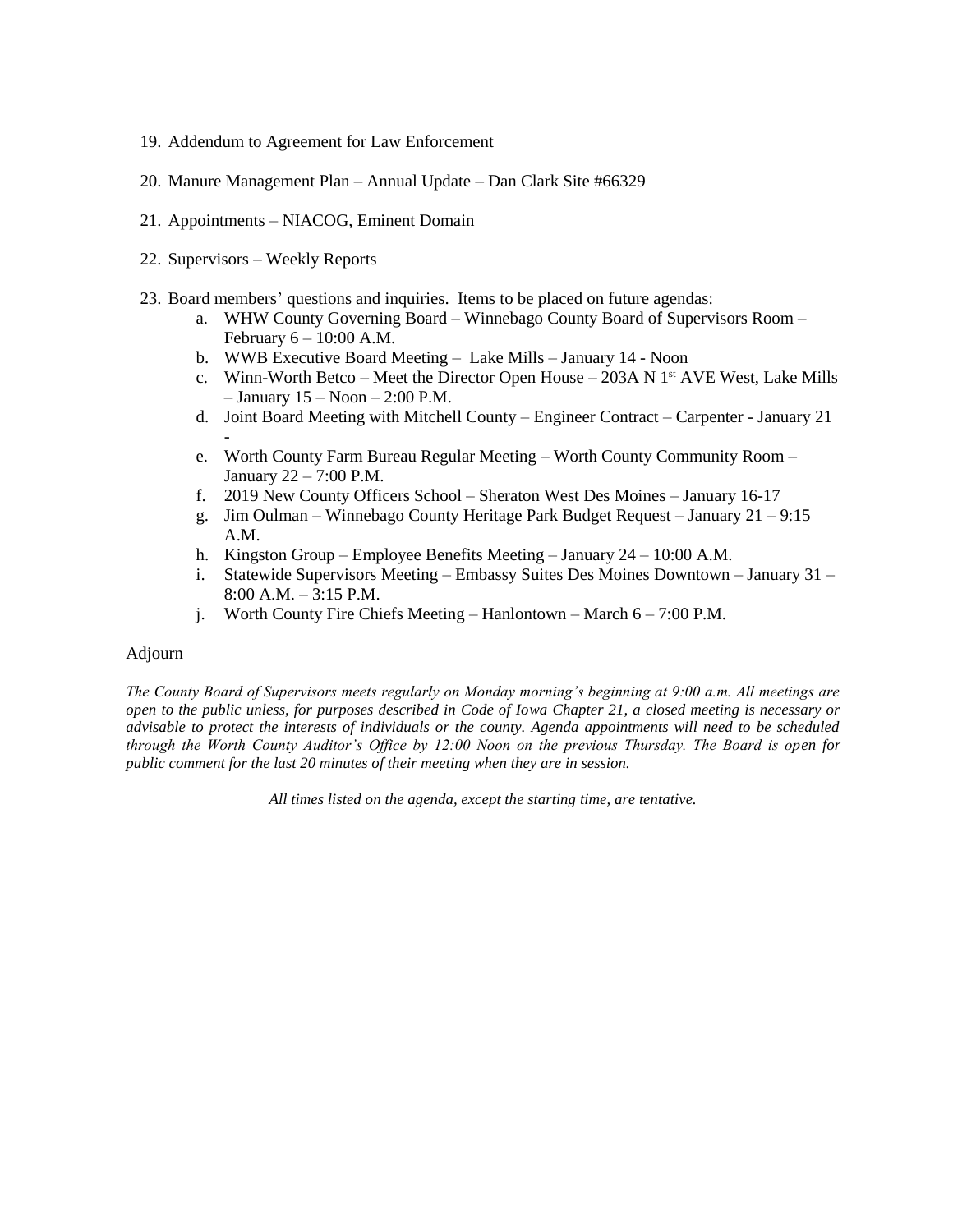19. Addendum to Agreement for Law Enforcement

20. Manure Management Plan – Annual Update – Dan Clark Site #66329

21. Appointments – NIACOG, Eminent Domain

22. Supervisors – Weekly Reports

23. Board members' questions and inquiries. Items to be placed on future agendas:
    a. WHW County Governing Board – Winnebago County Board of Supervisors Room – February 6 – 10:00 A.M.
    b. WWB Executive Board Meeting – Lake Mills – January 14 - Noon
    c. Winn-Worth Betco – Meet the Director Open House – 203A N 1st AVE West, Lake Mills – January 15 – Noon – 2:00 P.M.
    d. Joint Board Meeting with Mitchell County – Engineer Contract – Carpenter - January 21 -
    e. Worth County Farm Bureau Regular Meeting – Worth County Community Room – January 22 – 7:00 P.M.
    f. 2019 New County Officers School – Sheraton West Des Moines – January 16-17
    g. Jim Oulman – Winnebago County Heritage Park Budget Request – January 21 – 9:15 A.M.
    h. Kingston Group – Employee Benefits Meeting – January 24 – 10:00 A.M.
    i. Statewide Supervisors Meeting – Embassy Suites Des Moines Downtown – January 31 – 8:00 A.M. – 3:15 P.M.
    j. Worth County Fire Chiefs Meeting – Hanlontown – March 6 – 7:00 P.M.

Adjourn

*The County Board of Supervisors meets regularly on Monday morning's beginning at 9:00 a.m. All meetings are open to the public unless, for purposes described in Code of Iowa Chapter 21, a closed meeting is necessary or advisable to protect the interests of individuals or the county. Agenda appointments will need to be scheduled through the Worth County Auditor's Office by 12:00 Noon on the previous Thursday. The Board is open for public comment for the last 20 minutes of their meeting when they are in session.*

*All times listed on the agenda, except the starting time, are tentative.*